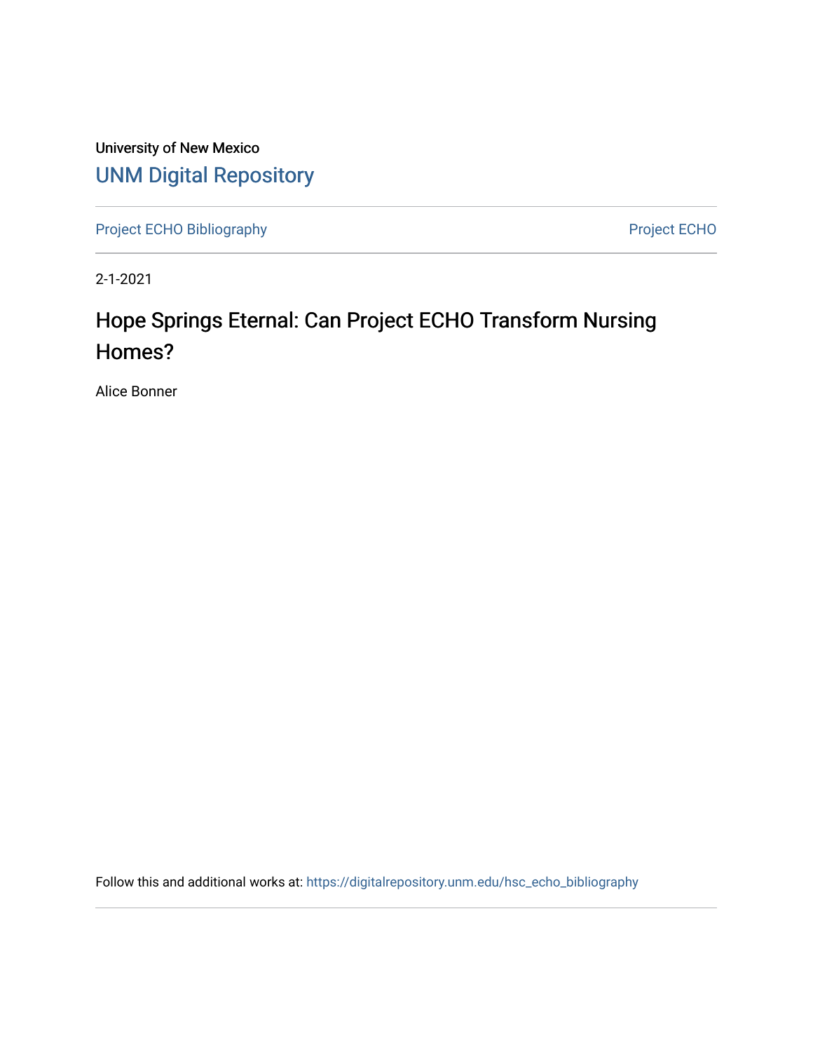University of New Mexico

# UNM Digital Repository

Project ECHO Bibliography

Project ECHO

2-1-2021

## Hope Springs Eternal: Can Project ECHO Transform Nursing Homes?

Alice Bonner

Follow this and additional works at: https://digitalrepository.unm.edu/hsc_echo_bibliography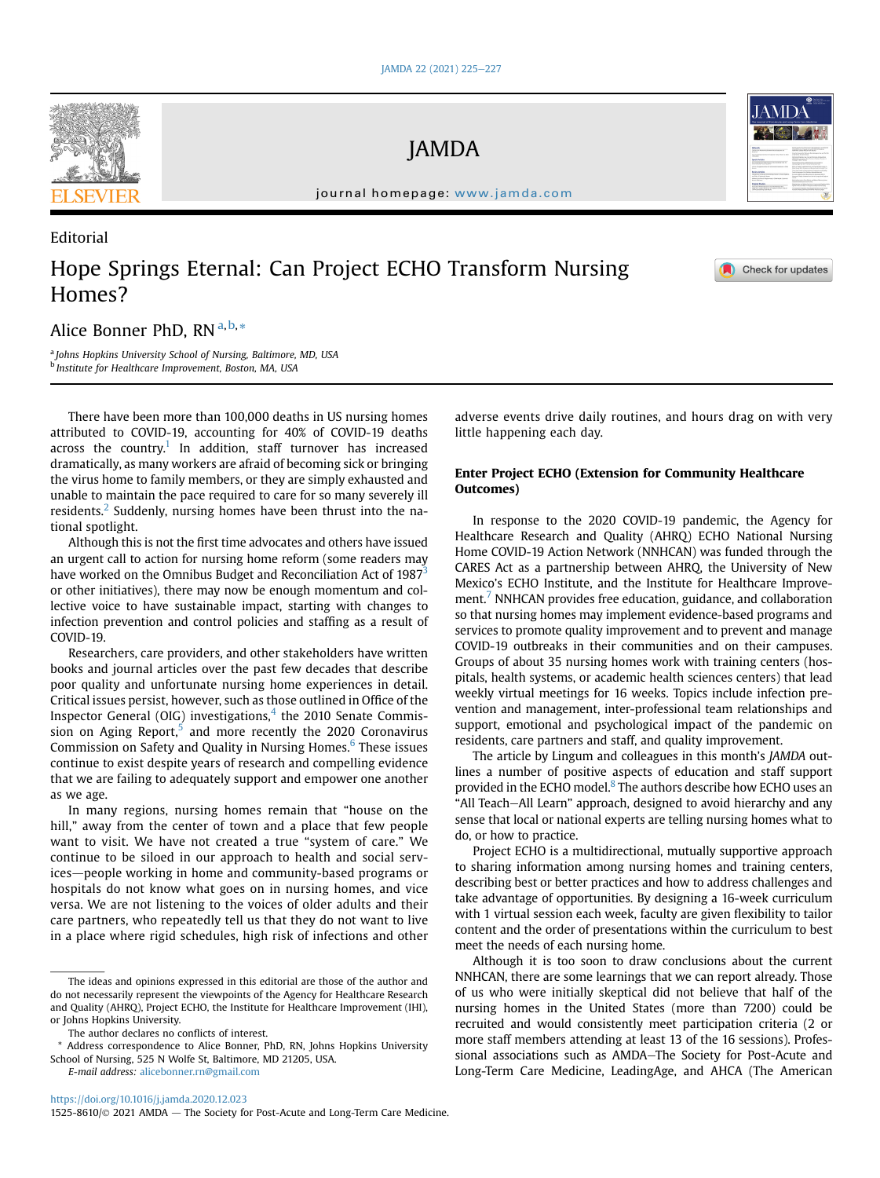Editorial

# Hope Springs Eternal: Can Project ECHO Transform Nursing Homes?

Alice Bonner PhD, RN [a,b,*]

[a] Johns Hopkins University School of Nursing, Baltimore, MD, USA
[b] Institute for Healthcare Improvement, Boston, MA, USA

There have been more than 100,000 deaths in US nursing homes attributed to COVID-19, accounting for 40% of COVID-19 deaths across the country.[1] In addition, staff turnover has increased dramatically, as many workers are afraid of becoming sick or bringing the virus home to family members, or they are simply exhausted and unable to maintain the pace required to care for so many severely ill residents.[2] Suddenly, nursing homes have been thrust into the national spotlight.

Although this is not the first time advocates and others have issued an urgent call to action for nursing home reform (some readers may have worked on the Omnibus Budget and Reconciliation Act of 1987[3] or other initiatives), there may now be enough momentum and collective voice to have sustainable impact, starting with changes to infection prevention and control policies and staffing as a result of COVID-19.

Researchers, care providers, and other stakeholders have written books and journal articles over the past few decades that describe poor quality and unfortunate nursing home experiences in detail. Critical issues persist, however, such as those outlined in Office of the Inspector General (OIG) investigations,[4] the 2010 Senate Commission on Aging Report,[5] and more recently the 2020 Coronavirus Commission on Safety and Quality in Nursing Homes.[6] These issues continue to exist despite years of research and compelling evidence that we are failing to adequately support and empower one another as we age.

In many regions, nursing homes remain that "house on the hill," away from the center of town and a place that few people want to visit. We have not created a true "system of care." We continue to be siloed in our approach to health and social services—people working in home and community-based programs or hospitals do not know what goes on in nursing homes, and vice versa. We are not listening to the voices of older adults and their care partners, who repeatedly tell us that they do not want to live in a place where rigid schedules, high risk of infections and other adverse events drive daily routines, and hours drag on with very little happening each day.

## Enter Project ECHO (Extension for Community Healthcare Outcomes)

In response to the 2020 COVID-19 pandemic, the Agency for Healthcare Research and Quality (AHRQ) ECHO National Nursing Home COVID-19 Action Network (NNHCAN) was funded through the CARES Act as a partnership between AHRQ, the University of New Mexico's ECHO Institute, and the Institute for Healthcare Improvement.[7] NNHCAN provides free education, guidance, and collaboration so that nursing homes may implement evidence-based programs and services to promote quality improvement and to prevent and manage COVID-19 outbreaks in their communities and on their campuses. Groups of about 35 nursing homes work with training centers (hospitals, health systems, or academic health sciences centers) that lead weekly virtual meetings for 16 weeks. Topics include infection prevention and management, inter-professional team relationships and support, emotional and psychological impact of the pandemic on residents, care partners and staff, and quality improvement.

The article by Lingum and colleagues in this month's *JAMDA* outlines a number of positive aspects of education and staff support provided in the ECHO model.[8] The authors describe how ECHO uses an "All Teach–All Learn" approach, designed to avoid hierarchy and any sense that local or national experts are telling nursing homes what to do, or how to practice.

Project ECHO is a multidirectional, mutually supportive approach to sharing information among nursing homes and training centers, describing best or better practices and how to address challenges and take advantage of opportunities. By designing a 16-week curriculum with 1 virtual session each week, faculty are given flexibility to tailor content and the order of presentations within the curriculum to best meet the needs of each nursing home.

Although it is too soon to draw conclusions about the current NNHCAN, there are some learnings that we can report already. Those of us who were initially skeptical did not believe that half of the nursing homes in the United States (more than 7200) could be recruited and would consistently meet participation criteria (2 or more staff members attending at least 13 of the 16 sessions). Professional associations such as AMDA–The Society for Post-Acute and Long-Term Care Medicine, LeadingAge, and AHCA (The American

The ideas and opinions expressed in this editorial are those of the author and do not necessarily represent the viewpoints of the Agency for Healthcare Research and Quality (AHRQ), Project ECHO, the Institute for Healthcare Improvement (IHI), or Johns Hopkins University.

The author declares no conflicts of interest.

\* Address correspondence to Alice Bonner, PhD, RN, Johns Hopkins University School of Nursing, 525 N Wolfe St, Baltimore, MD 21205, USA.

*E-mail address:* alicebonner.rn@gmail.com

https://doi.org/10.1016/j.jamda.2020.12.023
1525-8610/© 2021 AMDA — The Society for Post-Acute and Long-Term Care Medicine.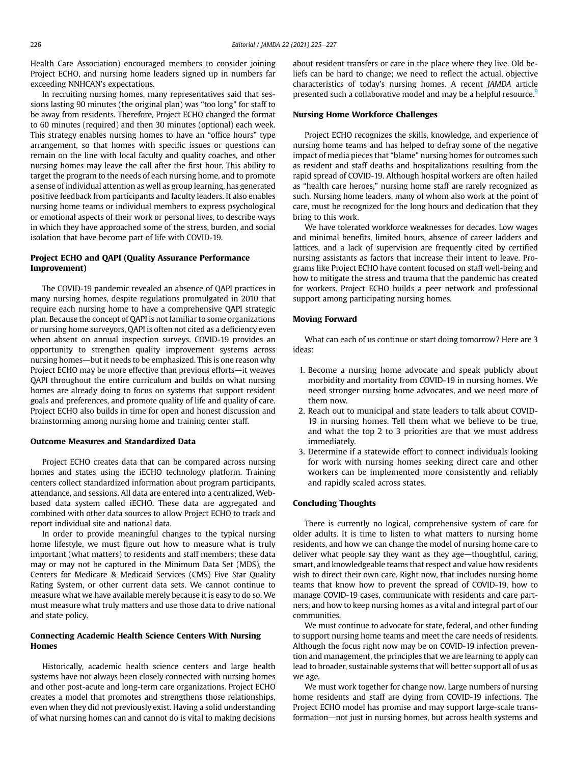Health Care Association) encouraged members to consider joining Project ECHO, and nursing home leaders signed up in numbers far exceeding NNHCAN's expectations.

In recruiting nursing homes, many representatives said that sessions lasting 90 minutes (the original plan) was "too long" for staff to be away from residents. Therefore, Project ECHO changed the format to 60 minutes (required) and then 30 minutes (optional) each week. This strategy enables nursing homes to have an "office hours" type arrangement, so that homes with specific issues or questions can remain on the line with local faculty and quality coaches, and other nursing homes may leave the call after the first hour. This ability to target the program to the needs of each nursing home, and to promote a sense of individual attention as well as group learning, has generated positive feedback from participants and faculty leaders. It also enables nursing home teams or individual members to express psychological or emotional aspects of their work or personal lives, to describe ways in which they have approached some of the stress, burden, and social isolation that have become part of life with COVID-19.

### Project ECHO and QAPI (Quality Assurance Performance Improvement)

The COVID-19 pandemic revealed an absence of QAPI practices in many nursing homes, despite regulations promulgated in 2010 that require each nursing home to have a comprehensive QAPI strategic plan. Because the concept of QAPI is not familiar to some organizations or nursing home surveyors, QAPI is often not cited as a deficiency even when absent on annual inspection surveys. COVID-19 provides an opportunity to strengthen quality improvement systems across nursing homes—but it needs to be emphasized. This is one reason why Project ECHO may be more effective than previous efforts—it weaves QAPI throughout the entire curriculum and builds on what nursing homes are already doing to focus on systems that support resident goals and preferences, and promote quality of life and quality of care. Project ECHO also builds in time for open and honest discussion and brainstorming among nursing home and training center staff.

### Outcome Measures and Standardized Data

Project ECHO creates data that can be compared across nursing homes and states using the iECHO technology platform. Training centers collect standardized information about program participants, attendance, and sessions. All data are entered into a centralized, Web-based data system called iECHO. These data are aggregated and combined with other data sources to allow Project ECHO to track and report individual site and national data.

In order to provide meaningful changes to the typical nursing home lifestyle, we must figure out how to measure what is truly important (what matters) to residents and staff members; these data may or may not be captured in the Minimum Data Set (MDS), the Centers for Medicare & Medicaid Services (CMS) Five Star Quality Rating System, or other current data sets. We cannot continue to measure what we have available merely because it is easy to do so. We must measure what truly matters and use those data to drive national and state policy.

### Connecting Academic Health Science Centers With Nursing Homes

Historically, academic health science centers and large health systems have not always been closely connected with nursing homes and other post-acute and long-term care organizations. Project ECHO creates a model that promotes and strengthens those relationships, even when they did not previously exist. Having a solid understanding of what nursing homes can and cannot do is vital to making decisions about resident transfers or care in the place where they live. Old beliefs can be hard to change; we need to reflect the actual, objective characteristics of today's nursing homes. A recent *JAMDA* article presented such a collaborative model and may be a helpful resource.[9]

### Nursing Home Workforce Challenges

Project ECHO recognizes the skills, knowledge, and experience of nursing home teams and has helped to defray some of the negative impact of media pieces that "blame" nursing homes for outcomes such as resident and staff deaths and hospitalizations resulting from the rapid spread of COVID-19. Although hospital workers are often hailed as "health care heroes," nursing home staff are rarely recognized as such. Nursing home leaders, many of whom also work at the point of care, must be recognized for the long hours and dedication that they bring to this work.

We have tolerated workforce weaknesses for decades. Low wages and minimal benefits, limited hours, absence of career ladders and lattices, and a lack of supervision are frequently cited by certified nursing assistants as factors that increase their intent to leave. Programs like Project ECHO have content focused on staff well-being and how to mitigate the stress and trauma that the pandemic has created for workers. Project ECHO builds a peer network and professional support among participating nursing homes.

### Moving Forward

What can each of us continue or start doing tomorrow? Here are 3 ideas:

1. Become a nursing home advocate and speak publicly about morbidity and mortality from COVID-19 in nursing homes. We need stronger nursing home advocates, and we need more of them now.
2. Reach out to municipal and state leaders to talk about COVID-19 in nursing homes. Tell them what we believe to be true, and what the top 2 to 3 priorities are that we must address immediately.
3. Determine if a statewide effort to connect individuals looking for work with nursing homes seeking direct care and other workers can be implemented more consistently and reliably and rapidly scaled across states.

### Concluding Thoughts

There is currently no logical, comprehensive system of care for older adults. It is time to listen to what matters to nursing home residents, and how we can change the model of nursing home care to deliver what people say they want as they age—thoughtful, caring, smart, and knowledgeable teams that respect and value how residents wish to direct their own care. Right now, that includes nursing home teams that know how to prevent the spread of COVID-19, how to manage COVID-19 cases, communicate with residents and care partners, and how to keep nursing homes as a vital and integral part of our communities.

We must continue to advocate for state, federal, and other funding to support nursing home teams and meet the care needs of residents. Although the focus right now may be on COVID-19 infection prevention and management, the principles that we are learning to apply can lead to broader, sustainable systems that will better support all of us as we age.

We must work together for change now. Large numbers of nursing home residents and staff are dying from COVID-19 infections. The Project ECHO model has promise and may support large-scale transformation—not just in nursing homes, but across health systems and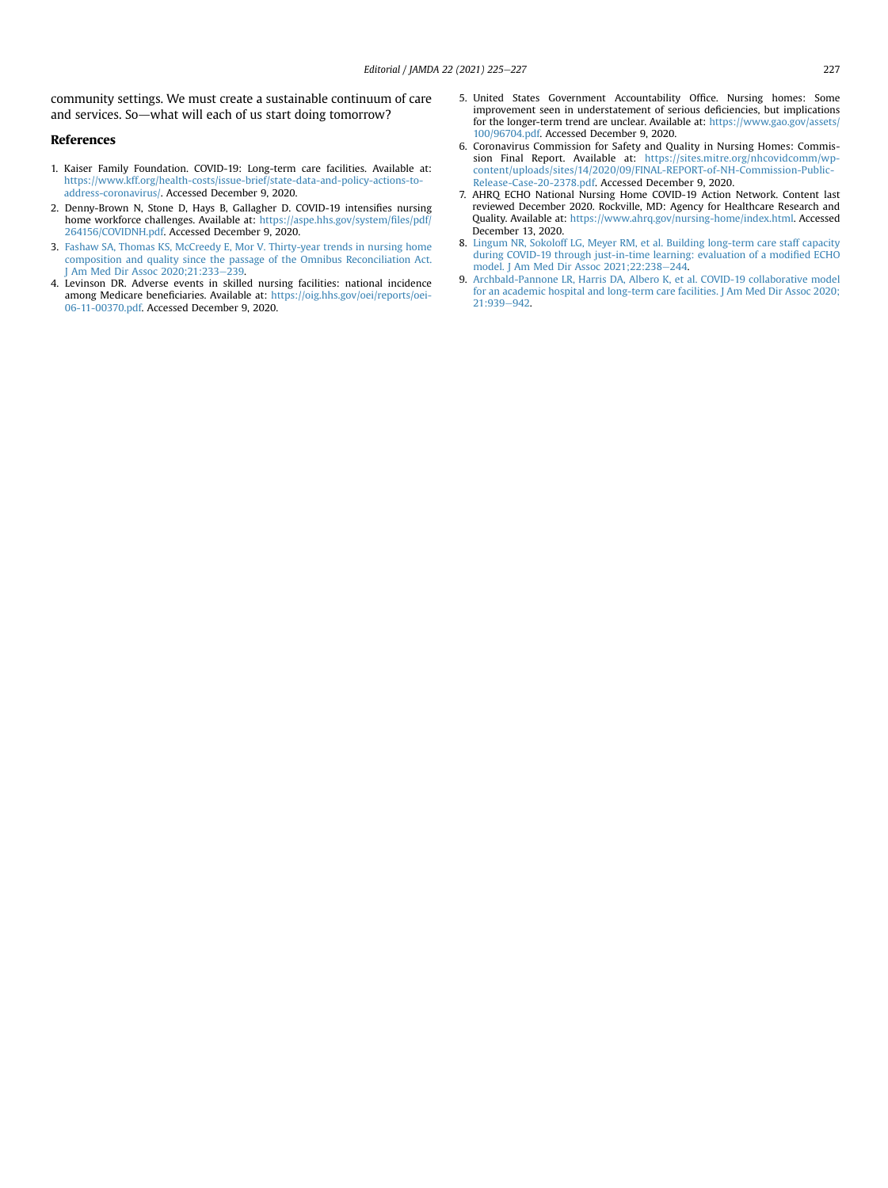community settings. We must create a sustainable continuum of care and services. So—what will each of us start doing tomorrow?

## References

1. Kaiser Family Foundation. COVID-19: Long-term care facilities. Available at: https://www.kff.org/health-costs/issue-brief/state-data-and-policy-actions-to-address-coronavirus/. Accessed December 9, 2020.
2. Denny-Brown N, Stone D, Hays B, Gallagher D. COVID-19 intensifies nursing home workforce challenges. Available at: https://aspe.hhs.gov/system/files/pdf/264156/COVIDNH.pdf. Accessed December 9, 2020.
3. Fashaw SA, Thomas KS, McCreedy E, Mor V. Thirty-year trends in nursing home composition and quality since the passage of the Omnibus Reconciliation Act. J Am Med Dir Assoc 2020;21:233–239.
4. Levinson DR. Adverse events in skilled nursing facilities: national incidence among Medicare beneficiaries. Available at: https://oig.hhs.gov/oei/reports/oei-06-11-00370.pdf. Accessed December 9, 2020.
5. United States Government Accountability Office. Nursing homes: Some improvement seen in understatement of serious deficiencies, but implications for the longer-term trend are unclear. Available at: https://www.gao.gov/assets/100/96704.pdf. Accessed December 9, 2020.
6. Coronavirus Commission for Safety and Quality in Nursing Homes: Commission Final Report. Available at: https://sites.mitre.org/nhcovidcomm/wp-content/uploads/sites/14/2020/09/FINAL-REPORT-of-NH-Commission-Public-Release-Case-20-2378.pdf. Accessed December 9, 2020.
7. AHRQ ECHO National Nursing Home COVID-19 Action Network. Content last reviewed December 2020. Rockville, MD: Agency for Healthcare Research and Quality. Available at: https://www.ahrq.gov/nursing-home/index.html. Accessed December 13, 2020.
8. Lingum NR, Sokoloff LG, Meyer RM, et al. Building long-term care staff capacity during COVID-19 through just-in-time learning: evaluation of a modified ECHO model. J Am Med Dir Assoc 2021;22:238–244.
9. Archbald-Pannone LR, Harris DA, Albero K, et al. COVID-19 collaborative model for an academic hospital and long-term care facilities. J Am Med Dir Assoc 2020;21:939–942.